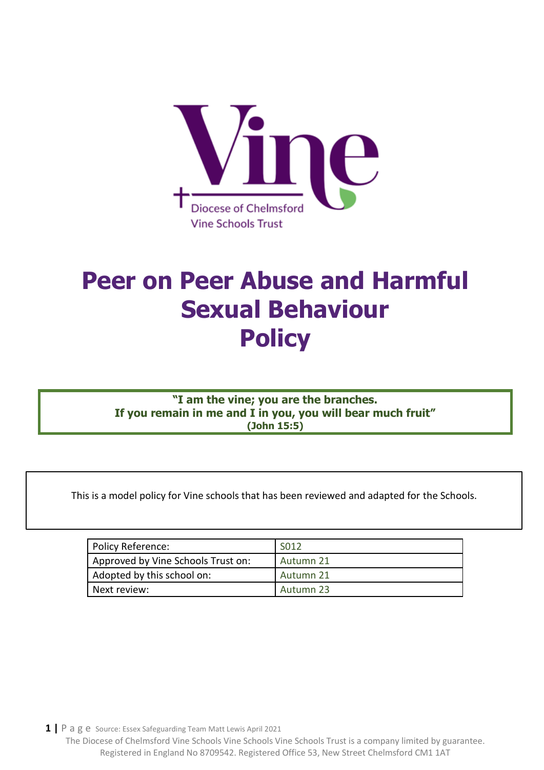Vine

Diocese of Chelmsford
Vine Schools Trust

# Peer on Peer Abuse and Harmful Sexual Behaviour Policy

> **"I am the vine; you are the branches.**
> **If you remain in me and I in you, you will bear much fruit"**
> **(John 15:5)**

This is a model policy for Vine schools that has been reviewed and adapted for the Schools.

| Policy Reference: | S012 |
|---|---|
| Approved by Vine Schools Trust on: | Autumn 21 |
| Adopted by this school on: | Autumn 21 |
| Next review: | Autumn 23 |

Source: Essex Safeguarding Team Matt Lewis April 2021

The Diocese of Chelmsford Vine Schools Vine Schools Vine Schools Trust is a company limited by guarantee. Registered in England No 8709542. Registered Office 53, New Street Chelmsford CM1 1AT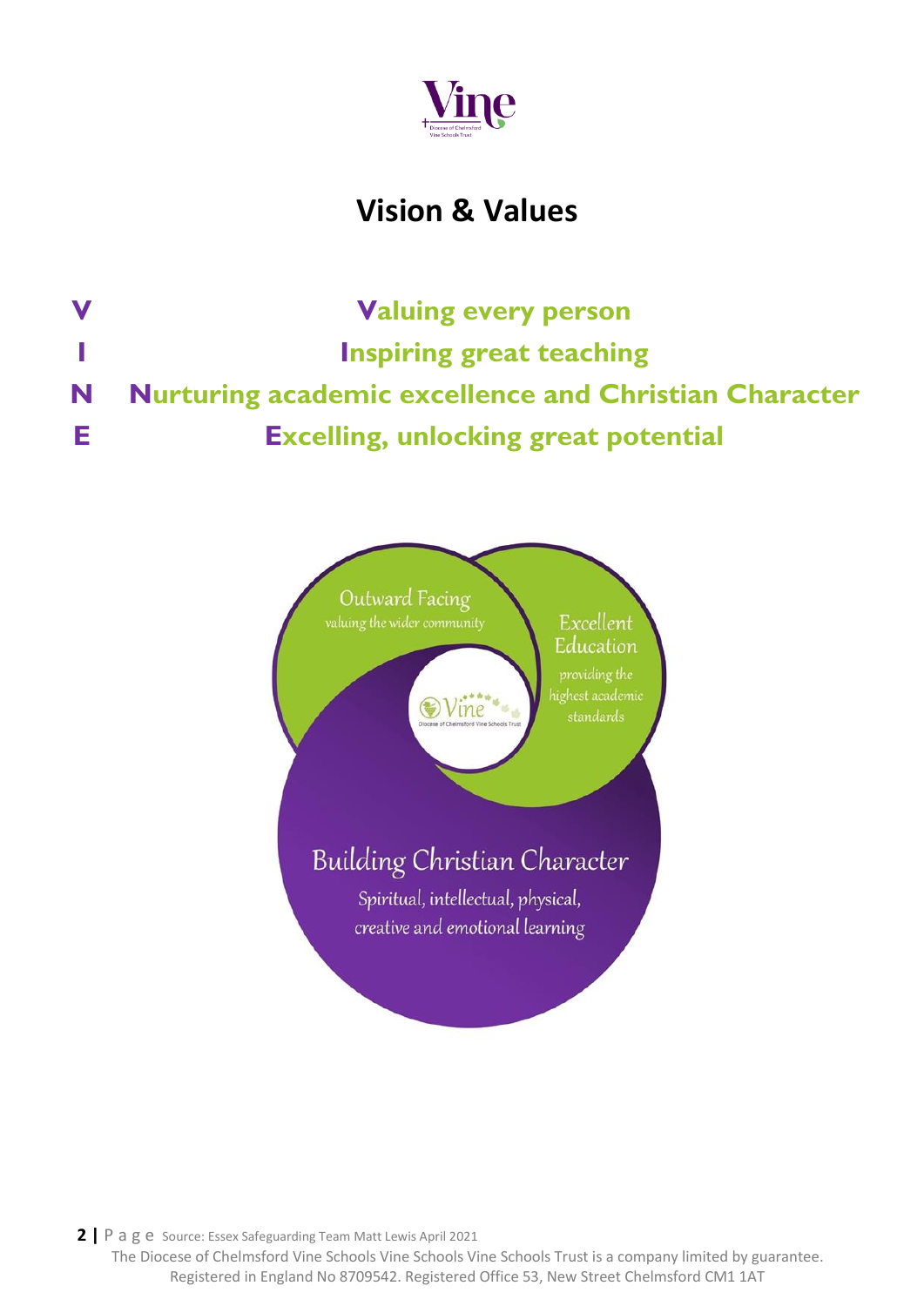# Vision & Values

**V** **V**aluing every person

**I** **I**nspiring great teaching

**N** **N**urturing academic excellence and Christian Character

**E** **E**xcelling, unlocking great potential

Outward Facing
valuing the wider community

Excellent Education
providing the highest academic standards

Building Christian Character
Spiritual, intellectual, physical, creative and emotional learning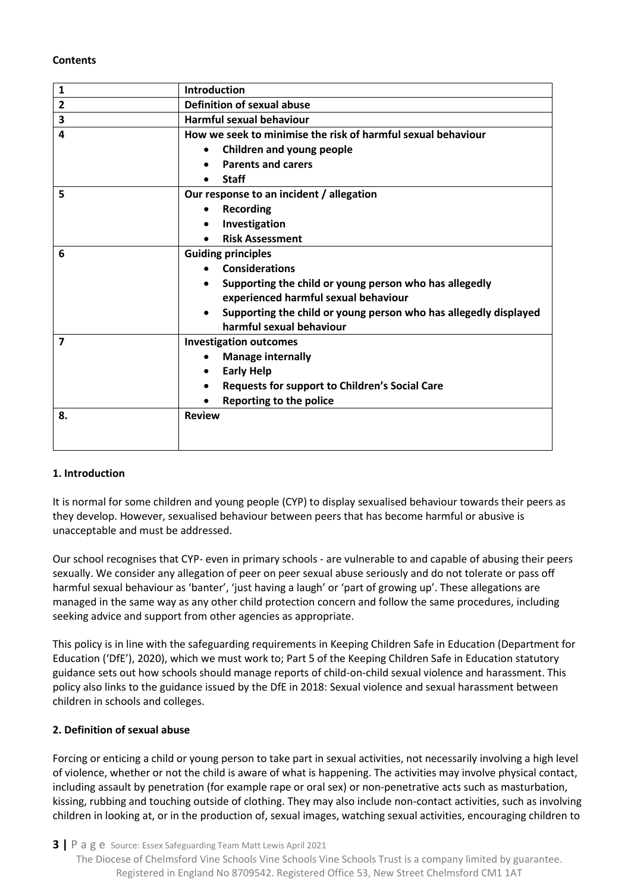**Contents**

| 1 | **Introduction** |
|---|---|
| 2 | **Definition of sexual abuse** |
| 3 | **Harmful sexual behaviour** |
| 4 | **How we seek to minimise the risk of harmful sexual behaviour**<br>• **Children and young people**<br>• **Parents and carers**<br>• **Staff** |
| 5 | **Our response to an incident / allegation**<br>• **Recording**<br>• **Investigation**<br>• **Risk Assessment** |
| 6 | **Guiding principles**<br>• **Considerations**<br>• **Supporting the child or young person who has allegedly experienced harmful sexual behaviour**<br>• **Supporting the child or young person who has allegedly displayed harmful sexual behaviour** |
| 7 | **Investigation outcomes**<br>• **Manage internally**<br>• **Early Help**<br>• **Requests for support to Children's Social Care**<br>• **Reporting to the police** |
| 8. | **Review** |

**1. Introduction**

It is normal for some children and young people (CYP) to display sexualised behaviour towards their peers as they develop. However, sexualised behaviour between peers that has become harmful or abusive is unacceptable and must be addressed.

Our school recognises that CYP- even in primary schools - are vulnerable to and capable of abusing their peers sexually. We consider any allegation of peer on peer sexual abuse seriously and do not tolerate or pass off harmful sexual behaviour as 'banter', 'just having a laugh' or 'part of growing up'. These allegations are managed in the same way as any other child protection concern and follow the same procedures, including seeking advice and support from other agencies as appropriate.

This policy is in line with the safeguarding requirements in Keeping Children Safe in Education (Department for Education ('DfE'), 2020), which we must work to; Part 5 of the Keeping Children Safe in Education statutory guidance sets out how schools should manage reports of child-on-child sexual violence and harassment. This policy also links to the guidance issued by the DfE in 2018: Sexual violence and sexual harassment between children in schools and colleges.

**2. Definition of sexual abuse**

Forcing or enticing a child or young person to take part in sexual activities, not necessarily involving a high level of violence, whether or not the child is aware of what is happening. The activities may involve physical contact, including assault by penetration (for example rape or oral sex) or non-penetrative acts such as masturbation, kissing, rubbing and touching outside of clothing. They may also include non-contact activities, such as involving children in looking at, or in the production of, sexual images, watching sexual activities, encouraging children to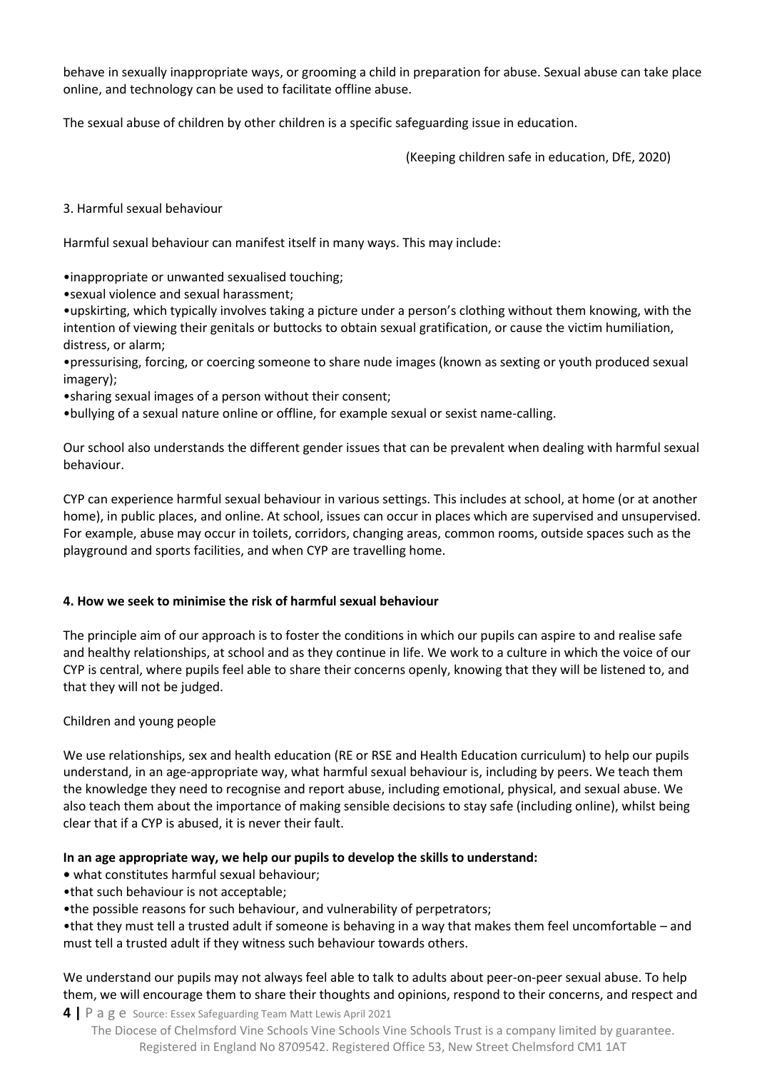behave in sexually inappropriate ways, or grooming a child in preparation for abuse. Sexual abuse can take place online, and technology can be used to facilitate offline abuse.

The sexual abuse of children by other children is a specific safeguarding issue in education.

(Keeping children safe in education, DfE, 2020)

3. Harmful sexual behaviour

Harmful sexual behaviour can manifest itself in many ways. This may include:

- inappropriate or unwanted sexualised touching;
- sexual violence and sexual harassment;
- upskirting, which typically involves taking a picture under a person's clothing without them knowing, with the intention of viewing their genitals or buttocks to obtain sexual gratification, or cause the victim humiliation, distress, or alarm;
- pressurising, forcing, or coercing someone to share nude images (known as sexting or youth produced sexual imagery);
- sharing sexual images of a person without their consent;
- bullying of a sexual nature online or offline, for example sexual or sexist name-calling.

Our school also understands the different gender issues that can be prevalent when dealing with harmful sexual behaviour.

CYP can experience harmful sexual behaviour in various settings. This includes at school, at home (or at another home), in public places, and online. At school, issues can occur in places which are supervised and unsupervised. For example, abuse may occur in toilets, corridors, changing areas, common rooms, outside spaces such as the playground and sports facilities, and when CYP are travelling home.

## 4. How we seek to minimise the risk of harmful sexual behaviour

The principle aim of our approach is to foster the conditions in which our pupils can aspire to and realise safe and healthy relationships, at school and as they continue in life. We work to a culture in which the voice of our CYP is central, where pupils feel able to share their concerns openly, knowing that they will be listened to, and that they will not be judged.

Children and young people

We use relationships, sex and health education (RE or RSE and Health Education curriculum) to help our pupils understand, in an age-appropriate way, what harmful sexual behaviour is, including by peers. We teach them the knowledge they need to recognise and report abuse, including emotional, physical, and sexual abuse. We also teach them about the importance of making sensible decisions to stay safe (including online), whilst being clear that if a CYP is abused, it is never their fault.

**In an age appropriate way, we help our pupils to develop the skills to understand:**

- what constitutes harmful sexual behaviour;
- that such behaviour is not acceptable;
- the possible reasons for such behaviour, and vulnerability of perpetrators;
- that they must tell a trusted adult if someone is behaving in a way that makes them feel uncomfortable – and must tell a trusted adult if they witness such behaviour towards others.

We understand our pupils may not always feel able to talk to adults about peer-on-peer sexual abuse. To help them, we will encourage them to share their thoughts and opinions, respond to their concerns, and respect and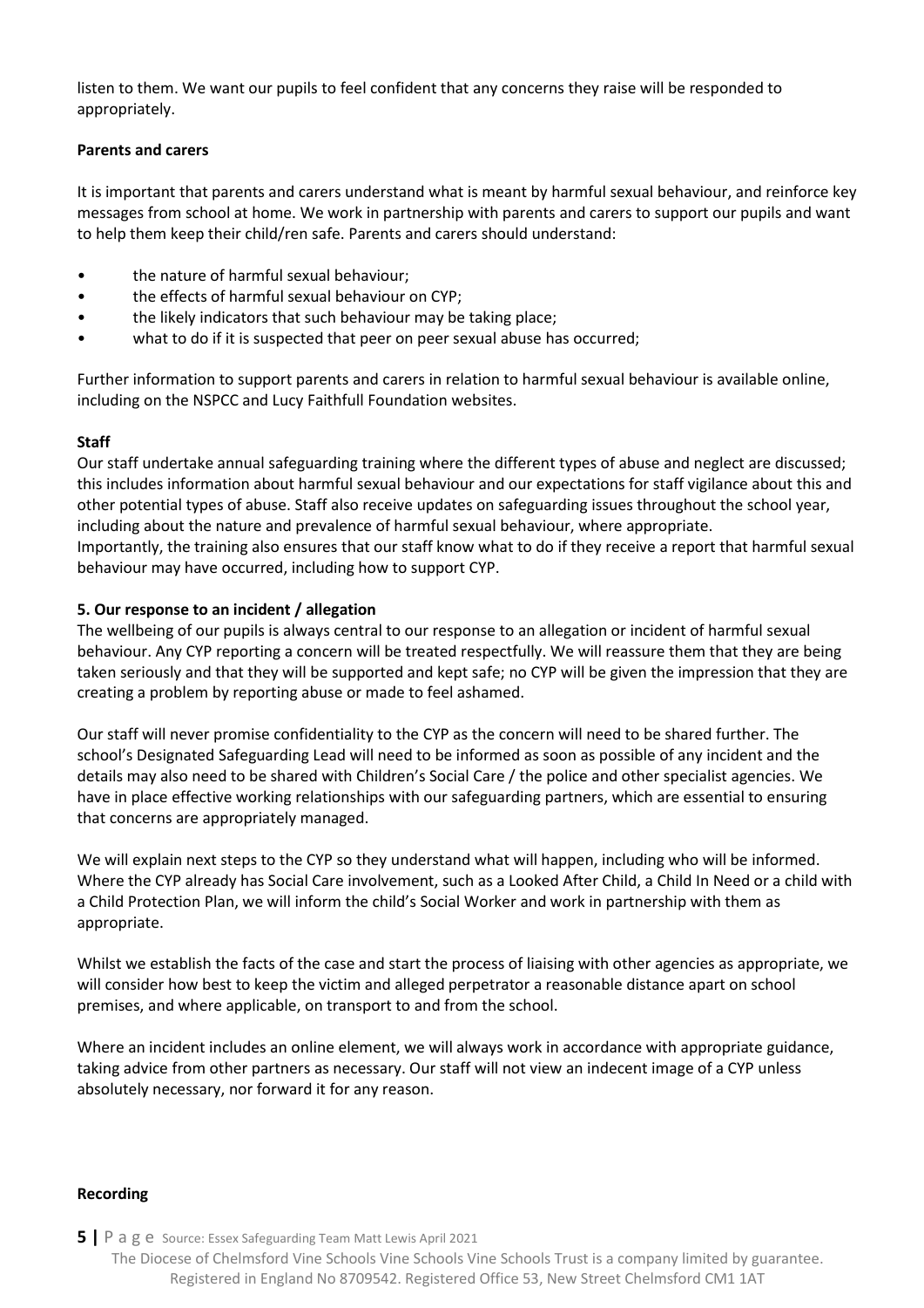listen to them. We want our pupils to feel confident that any concerns they raise will be responded to appropriately.

**Parents and carers**

It is important that parents and carers understand what is meant by harmful sexual behaviour, and reinforce key messages from school at home. We work in partnership with parents and carers to support our pupils and want to help them keep their child/ren safe. Parents and carers should understand:

- the nature of harmful sexual behaviour;
- the effects of harmful sexual behaviour on CYP;
- the likely indicators that such behaviour may be taking place;
- what to do if it is suspected that peer on peer sexual abuse has occurred;

Further information to support parents and carers in relation to harmful sexual behaviour is available online, including on the NSPCC and Lucy Faithfull Foundation websites.

**Staff**

Our staff undertake annual safeguarding training where the different types of abuse and neglect are discussed; this includes information about harmful sexual behaviour and our expectations for staff vigilance about this and other potential types of abuse. Staff also receive updates on safeguarding issues throughout the school year, including about the nature and prevalence of harmful sexual behaviour, where appropriate.
Importantly, the training also ensures that our staff know what to do if they receive a report that harmful sexual behaviour may have occurred, including how to support CYP.

**5. Our response to an incident / allegation**

The wellbeing of our pupils is always central to our response to an allegation or incident of harmful sexual behaviour. Any CYP reporting a concern will be treated respectfully. We will reassure them that they are being taken seriously and that they will be supported and kept safe; no CYP will be given the impression that they are creating a problem by reporting abuse or made to feel ashamed.

Our staff will never promise confidentiality to the CYP as the concern will need to be shared further. The school's Designated Safeguarding Lead will need to be informed as soon as possible of any incident and the details may also need to be shared with Children's Social Care / the police and other specialist agencies. We have in place effective working relationships with our safeguarding partners, which are essential to ensuring that concerns are appropriately managed.

We will explain next steps to the CYP so they understand what will happen, including who will be informed. Where the CYP already has Social Care involvement, such as a Looked After Child, a Child In Need or a child with a Child Protection Plan, we will inform the child's Social Worker and work in partnership with them as appropriate.

Whilst we establish the facts of the case and start the process of liaising with other agencies as appropriate, we will consider how best to keep the victim and alleged perpetrator a reasonable distance apart on school premises, and where applicable, on transport to and from the school.

Where an incident includes an online element, we will always work in accordance with appropriate guidance, taking advice from other partners as necessary. Our staff will not view an indecent image of a CYP unless absolutely necessary, nor forward it for any reason.

**Recording**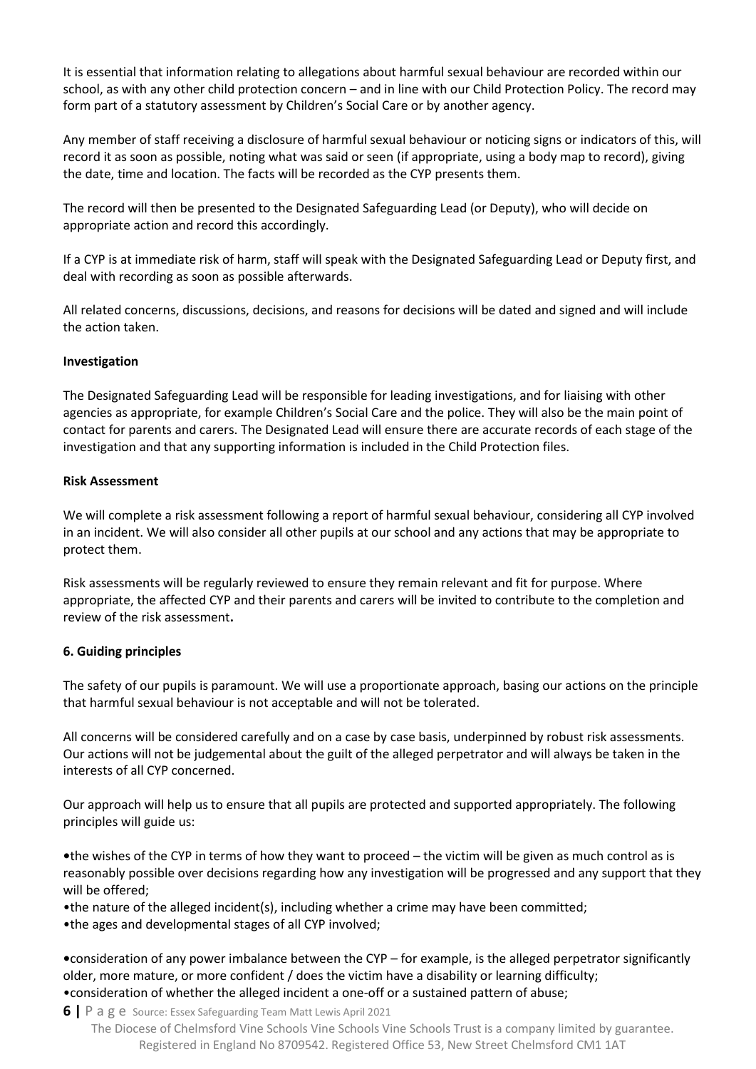It is essential that information relating to allegations about harmful sexual behaviour are recorded within our school, as with any other child protection concern – and in line with our Child Protection Policy. The record may form part of a statutory assessment by Children's Social Care or by another agency.

Any member of staff receiving a disclosure of harmful sexual behaviour or noticing signs or indicators of this, will record it as soon as possible, noting what was said or seen (if appropriate, using a body map to record), giving the date, time and location. The facts will be recorded as the CYP presents them.

The record will then be presented to the Designated Safeguarding Lead (or Deputy), who will decide on appropriate action and record this accordingly.

If a CYP is at immediate risk of harm, staff will speak with the Designated Safeguarding Lead or Deputy first, and deal with recording as soon as possible afterwards.

All related concerns, discussions, decisions, and reasons for decisions will be dated and signed and will include the action taken.

**Investigation**

The Designated Safeguarding Lead will be responsible for leading investigations, and for liaising with other agencies as appropriate, for example Children's Social Care and the police. They will also be the main point of contact for parents and carers. The Designated Lead will ensure there are accurate records of each stage of the investigation and that any supporting information is included in the Child Protection files.

**Risk Assessment**

We will complete a risk assessment following a report of harmful sexual behaviour, considering all CYP involved in an incident. We will also consider all other pupils at our school and any actions that may be appropriate to protect them.

Risk assessments will be regularly reviewed to ensure they remain relevant and fit for purpose. Where appropriate, the affected CYP and their parents and carers will be invited to contribute to the completion and review of the risk assessment**.**

**6. Guiding principles**

The safety of our pupils is paramount. We will use a proportionate approach, basing our actions on the principle that harmful sexual behaviour is not acceptable and will not be tolerated.

All concerns will be considered carefully and on a case by case basis, underpinned by robust risk assessments. Our actions will not be judgemental about the guilt of the alleged perpetrator and will always be taken in the interests of all CYP concerned.

Our approach will help us to ensure that all pupils are protected and supported appropriately. The following principles will guide us:

- the wishes of the CYP in terms of how they want to proceed – the victim will be given as much control as is reasonably possible over decisions regarding how any investigation will be progressed and any support that they will be offered;
- the nature of the alleged incident(s), including whether a crime may have been committed;
- the ages and developmental stages of all CYP involved;

- consideration of any power imbalance between the CYP – for example, is the alleged perpetrator significantly older, more mature, or more confident / does the victim have a disability or learning difficulty;
- consideration of whether the alleged incident a one-off or a sustained pattern of abuse;

Source: Essex Safeguarding Team Matt Lewis April 2021

The Diocese of Chelmsford Vine Schools Vine Schools Vine Schools Trust is a company limited by guarantee. Registered in England No 8709542. Registered Office 53, New Street Chelmsford CM1 1AT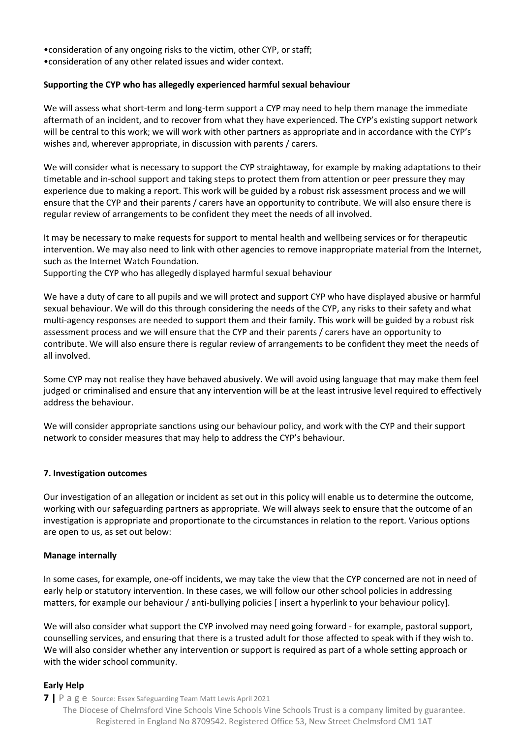- consideration of any ongoing risks to the victim, other CYP, or staff;
- consideration of any other related issues and wider context.

**Supporting the CYP who has allegedly experienced harmful sexual behaviour**

We will assess what short-term and long-term support a CYP may need to help them manage the immediate aftermath of an incident, and to recover from what they have experienced. The CYP's existing support network will be central to this work; we will work with other partners as appropriate and in accordance with the CYP's wishes and, wherever appropriate, in discussion with parents / carers.

We will consider what is necessary to support the CYP straightaway, for example by making adaptations to their timetable and in-school support and taking steps to protect them from attention or peer pressure they may experience due to making a report. This work will be guided by a robust risk assessment process and we will ensure that the CYP and their parents / carers have an opportunity to contribute. We will also ensure there is regular review of arrangements to be confident they meet the needs of all involved.

It may be necessary to make requests for support to mental health and wellbeing services or for therapeutic intervention. We may also need to link with other agencies to remove inappropriate material from the Internet, such as the Internet Watch Foundation.

Supporting the CYP who has allegedly displayed harmful sexual behaviour

We have a duty of care to all pupils and we will protect and support CYP who have displayed abusive or harmful sexual behaviour. We will do this through considering the needs of the CYP, any risks to their safety and what multi-agency responses are needed to support them and their family. This work will be guided by a robust risk assessment process and we will ensure that the CYP and their parents / carers have an opportunity to contribute. We will also ensure there is regular review of arrangements to be confident they meet the needs of all involved.

Some CYP may not realise they have behaved abusively. We will avoid using language that may make them feel judged or criminalised and ensure that any intervention will be at the least intrusive level required to effectively address the behaviour.

We will consider appropriate sanctions using our behaviour policy, and work with the CYP and their support network to consider measures that may help to address the CYP's behaviour.

**7. Investigation outcomes**

Our investigation of an allegation or incident as set out in this policy will enable us to determine the outcome, working with our safeguarding partners as appropriate. We will always seek to ensure that the outcome of an investigation is appropriate and proportionate to the circumstances in relation to the report. Various options are open to us, as set out below:

**Manage internally**

In some cases, for example, one-off incidents, we may take the view that the CYP concerned are not in need of early help or statutory intervention. In these cases, we will follow our other school policies in addressing matters, for example our behaviour / anti-bullying policies [ insert a hyperlink to your behaviour policy].

We will also consider what support the CYP involved may need going forward - for example, pastoral support, counselling services, and ensuring that there is a trusted adult for those affected to speak with if they wish to. We will also consider whether any intervention or support is required as part of a whole setting approach or with the wider school community.

**Early Help**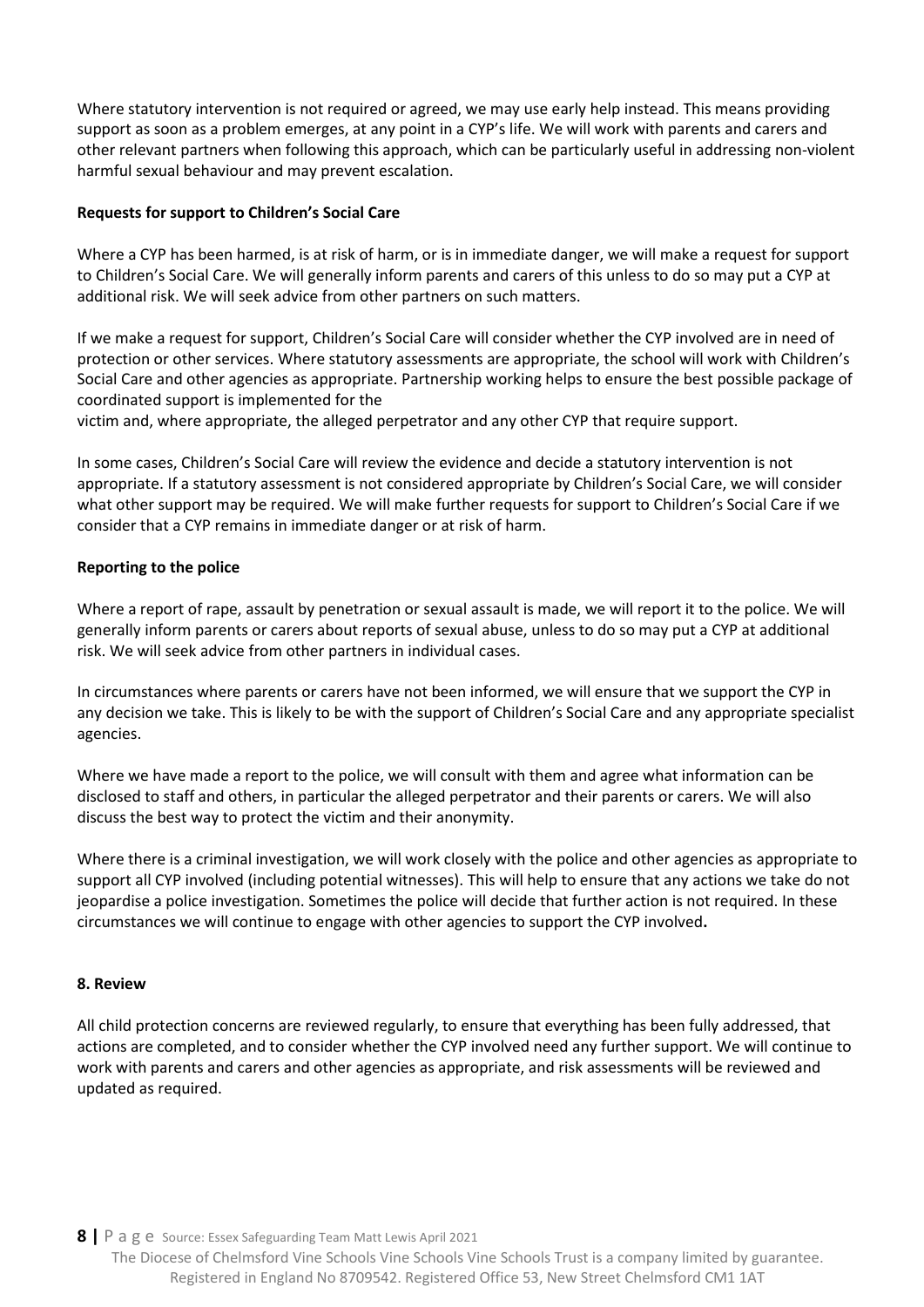Where statutory intervention is not required or agreed, we may use early help instead. This means providing support as soon as a problem emerges, at any point in a CYP's life. We will work with parents and carers and other relevant partners when following this approach, which can be particularly useful in addressing non-violent harmful sexual behaviour and may prevent escalation.

**Requests for support to Children's Social Care**

Where a CYP has been harmed, is at risk of harm, or is in immediate danger, we will make a request for support to Children's Social Care. We will generally inform parents and carers of this unless to do so may put a CYP at additional risk. We will seek advice from other partners on such matters.

If we make a request for support, Children's Social Care will consider whether the CYP involved are in need of protection or other services. Where statutory assessments are appropriate, the school will work with Children's Social Care and other agencies as appropriate. Partnership working helps to ensure the best possible package of coordinated support is implemented for the victim and, where appropriate, the alleged perpetrator and any other CYP that require support.

In some cases, Children's Social Care will review the evidence and decide a statutory intervention is not appropriate. If a statutory assessment is not considered appropriate by Children's Social Care, we will consider what other support may be required. We will make further requests for support to Children's Social Care if we consider that a CYP remains in immediate danger or at risk of harm.

**Reporting to the police**

Where a report of rape, assault by penetration or sexual assault is made, we will report it to the police. We will generally inform parents or carers about reports of sexual abuse, unless to do so may put a CYP at additional risk. We will seek advice from other partners in individual cases.

In circumstances where parents or carers have not been informed, we will ensure that we support the CYP in any decision we take. This is likely to be with the support of Children's Social Care and any appropriate specialist agencies.

Where we have made a report to the police, we will consult with them and agree what information can be disclosed to staff and others, in particular the alleged perpetrator and their parents or carers. We will also discuss the best way to protect the victim and their anonymity.

Where there is a criminal investigation, we will work closely with the police and other agencies as appropriate to support all CYP involved (including potential witnesses). This will help to ensure that any actions we take do not jeopardise a police investigation. Sometimes the police will decide that further action is not required. In these circumstances we will continue to engage with other agencies to support the CYP involved**.**

**8. Review**

All child protection concerns are reviewed regularly, to ensure that everything has been fully addressed, that actions are completed, and to consider whether the CYP involved need any further support. We will continue to work with parents and carers and other agencies as appropriate, and risk assessments will be reviewed and updated as required.